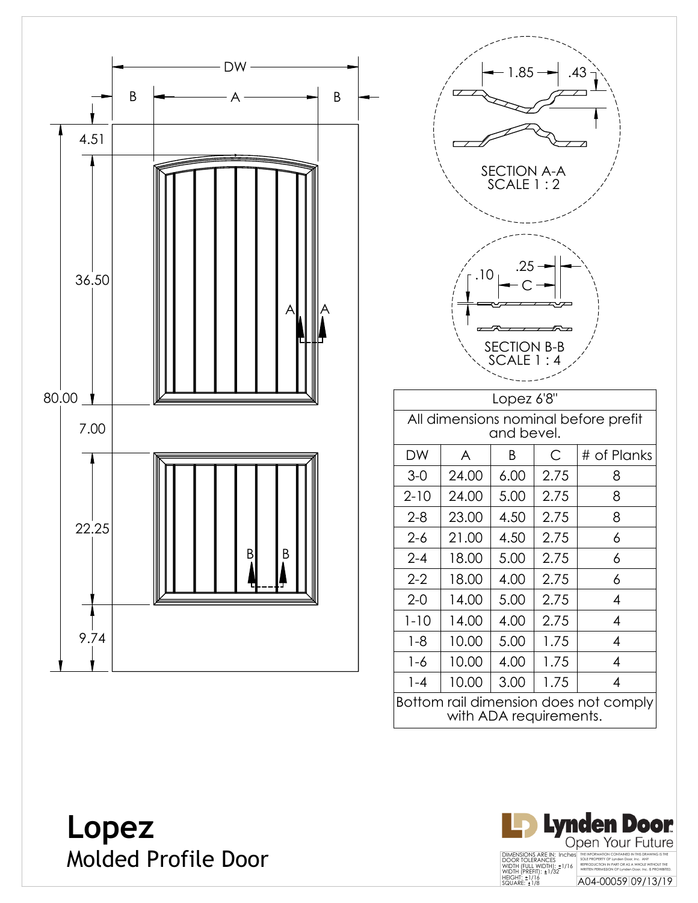# Lopez

## Molded Profile Door

DW

B A B

4.51

36.50

80.00

7.00

22.25

9.74

A A

B B

1.85 .43

SECTION A-A
SCALE 1 : 2

.10 .25 C

SECTION B-B
SCALE 1 : 4

| Lopez 6'8" | | | | |
|---|---|---|---|---|
| All dimensions nominal before prefit and bevel. | | | | |
| DW | A | B | C | # of Planks |
| 3-0 | 24.00 | 6.00 | 2.75 | 8 |
| 2-10 | 24.00 | 5.00 | 2.75 | 8 |
| 2-8 | 23.00 | 4.50 | 2.75 | 8 |
| 2-6 | 21.00 | 4.50 | 2.75 | 6 |
| 2-4 | 18.00 | 5.00 | 2.75 | 6 |
| 2-2 | 18.00 | 4.00 | 2.75 | 6 |
| 2-0 | 14.00 | 5.00 | 2.75 | 4 |
| 1-10 | 14.00 | 4.00 | 2.75 | 4 |
| 1-8 | 10.00 | 5.00 | 1.75 | 4 |
| 1-6 | 10.00 | 4.00 | 1.75 | 4 |
| 1-4 | 10.00 | 3.00 | 1.75 | 4 |
| Bottom rail dimension does not comply with ADA requirements. | | | | |

**Lynden Door**
Open Your Future

DIMENSIONS ARE IN: Inches
DOOR TOLERANCES
WIDTH (FULL WIDTH): ±1/16
WIDTH (PREFIT): ±1/32
HEIGHT: ±1/16
SQUARE: ±1/8

THE INFORMATION CONTAINED IN THIS DRAWING IS THE SOLE PROPERTY OF Lynden Door, Inc. ANY REPRODUCTION IN PART OR AS A WHOLE WITHOUT THE WRITTEN PERMISSION OF Lynden Door, Inc. IS PROHIBITED.

A04-00059 09/13/19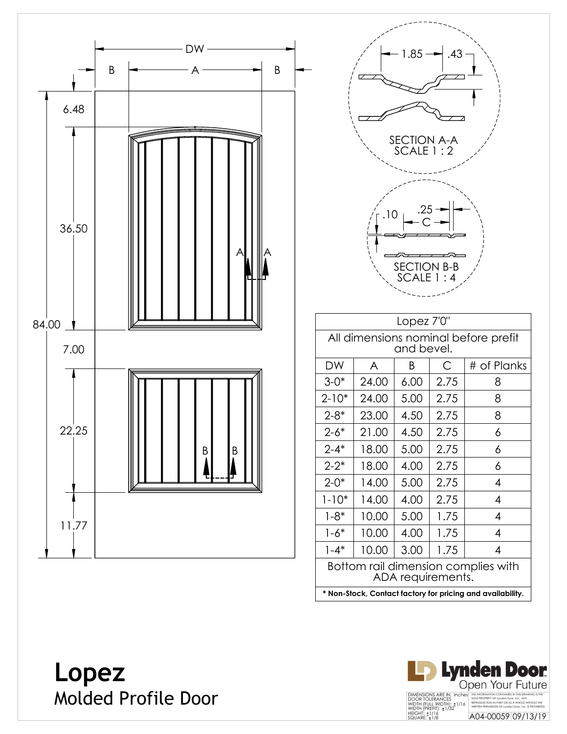# Lopez

## Molded Profile Door

DW

B A B

6.48

36.50

84.00

7.00

22.25

11.77

A A

B B

1.85 .43

SECTION A-A
SCALE 1 : 2

.10 .25 C

SECTION B-B
SCALE 1 : 4

| Lopez 7'0" | | | | |
|---|---|---|---|---|
| All dimensions nominal before prefit and bevel. | | | | |
| DW | A | B | C | # of Planks |
| 3-0* | 24.00 | 6.00 | 2.75 | 8 |
| 2-10* | 24.00 | 5.00 | 2.75 | 8 |
| 2-8* | 23.00 | 4.50 | 2.75 | 8 |
| 2-6* | 21.00 | 4.50 | 2.75 | 6 |
| 2-4* | 18.00 | 5.00 | 2.75 | 6 |
| 2-2* | 18.00 | 4.00 | 2.75 | 6 |
| 2-0* | 14.00 | 5.00 | 2.75 | 4 |
| 1-10* | 14.00 | 4.00 | 2.75 | 4 |
| 1-8* | 10.00 | 5.00 | 1.75 | 4 |
| 1-6* | 10.00 | 4.00 | 1.75 | 4 |
| 1-4* | 10.00 | 3.00 | 1.75 | 4 |
| Bottom rail dimension complies with ADA requirements. | | | | |
| **\* Non-Stock, Contact factory for pricing and availability.** | | | | |

Lynden Door
Open Your Future

DIMENSIONS ARE IN: Inches
DOOR TOLERANCES
WIDTH (FULL WIDTH): ±1/16
WIDTH (PREFIT): ±1/32
HEIGHT: ±1/16
SQUARE: ±1/8

THE INFORMATION CONTAINED IN THIS DRAWING IS THE SOLE PROPERTY OF Lynden Door, Inc. ANY REPRODUCTION IN PART OR AS A WHOLE WITHOUT THE WRITTEN PERMISSION OF Lynden Door, Inc. IS PROHIBITED.

A04-00059 09/13/19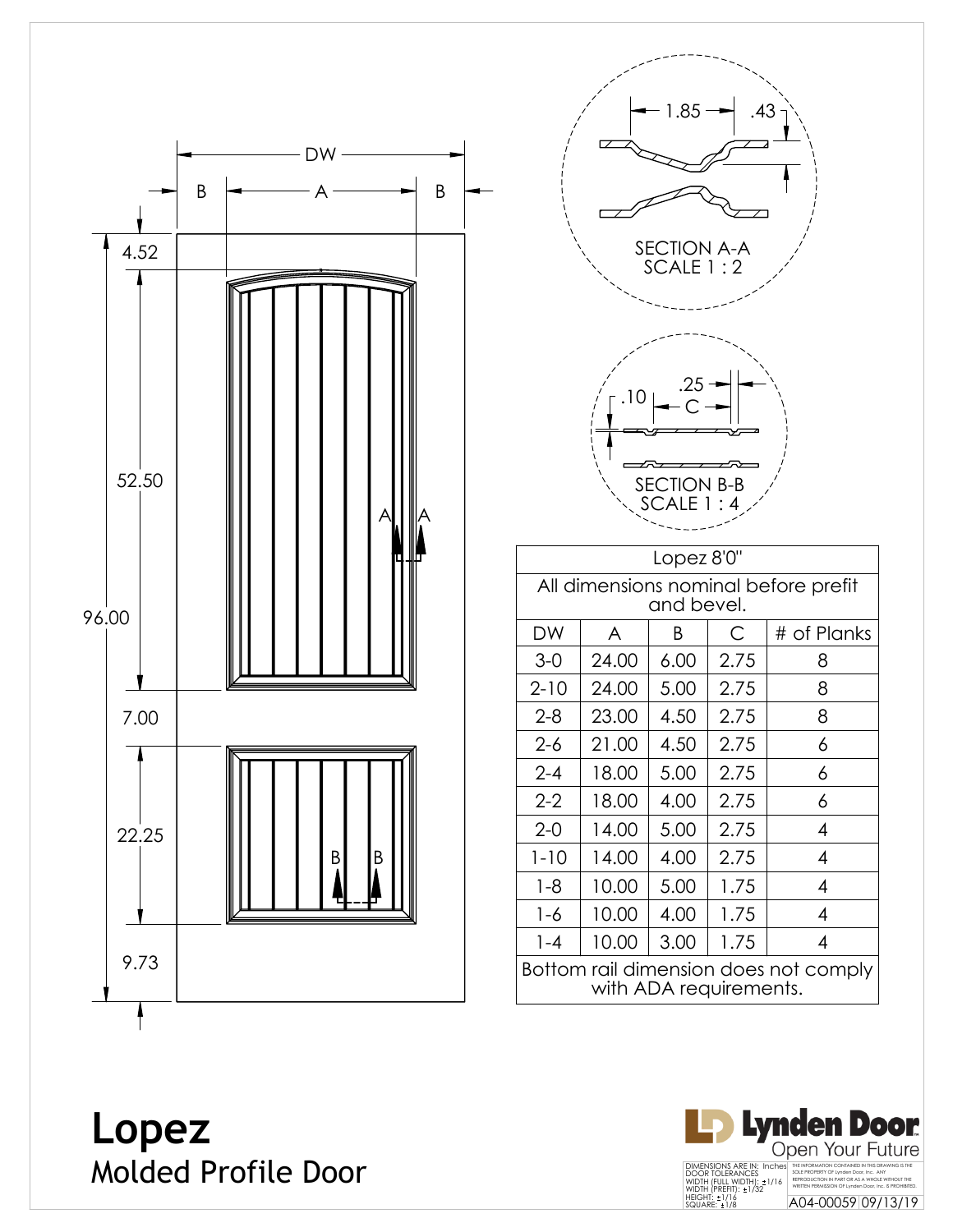# Lopez

## Molded Profile Door

DW

B A B

4.52

52.50

96.00

7.00

22.25

9.73

SECTION A-A
SCALE 1 : 2

1.85 .43

SECTION B-B
SCALE 1 : 4

.10 .25 C

| Lopez 8'0" | | | | |
|---|---|---|---|---|
| All dimensions nominal before prefit and bevel. | | | | |
| DW | A | B | C | # of Planks |
| 3-0 | 24.00 | 6.00 | 2.75 | 8 |
| 2-10 | 24.00 | 5.00 | 2.75 | 8 |
| 2-8 | 23.00 | 4.50 | 2.75 | 8 |
| 2-6 | 21.00 | 4.50 | 2.75 | 6 |
| 2-4 | 18.00 | 5.00 | 2.75 | 6 |
| 2-2 | 18.00 | 4.00 | 2.75 | 6 |
| 2-0 | 14.00 | 5.00 | 2.75 | 4 |
| 1-10 | 14.00 | 4.00 | 2.75 | 4 |
| 1-8 | 10.00 | 5.00 | 1.75 | 4 |
| 1-6 | 10.00 | 4.00 | 1.75 | 4 |
| 1-4 | 10.00 | 3.00 | 1.75 | 4 |
| Bottom rail dimension does not comply with ADA requirements. | | | | |

Lynden Door
Open Your Future

DIMENSIONS ARE IN: Inches
DOOR TOLERANCES
WIDTH (FULL WIDTH): ±1/16
WIDTH (PREFIT): ±1/32
HEIGHT: ±1/16
SQUARE: ±1/8

THE INFORMATION CONTAINED IN THIS DRAWING IS THE SOLE PROPERTY OF Lynden Door, Inc. ANY REPRODUCTION IN PART OR AS A WHOLE WITHOUT THE WRITTEN PERMISSION OF Lynden Door, Inc. IS PROHIBITED.

A04-00059 09/13/19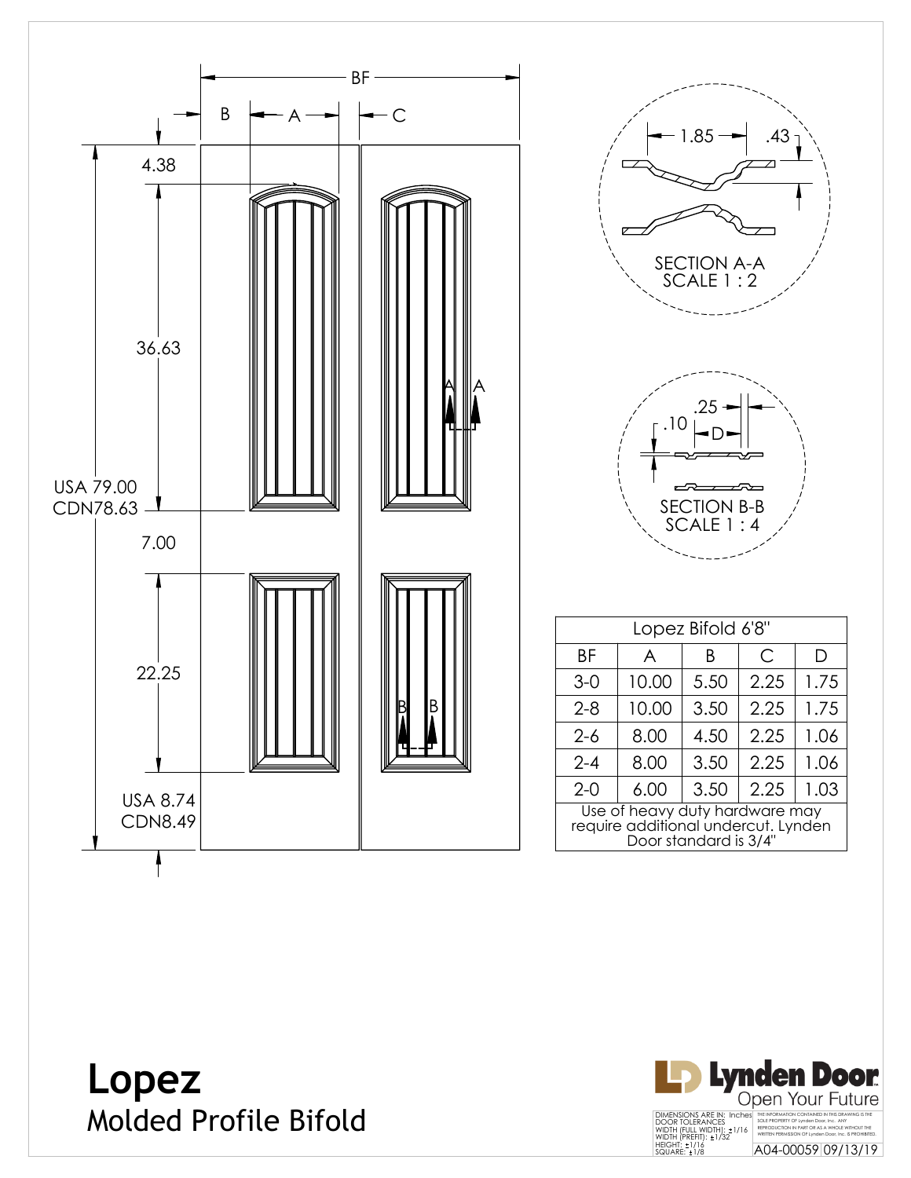BF

B — A — C

4.38

36.63

USA 79.00
CDN78.63

7.00

22.25

USA 8.74
CDN8.49

1.85 .43

SECTION A-A
SCALE 1 : 2

.25
.10 D

SECTION B-B
SCALE 1 : 4

| Lopez Bifold 6'8" | | | | |
|---|---|---|---|---|
| BF | A | B | C | D |
| 3-0 | 10.00 | 5.50 | 2.25 | 1.75 |
| 2-8 | 10.00 | 3.50 | 2.25 | 1.75 |
| 2-6 | 8.00 | 4.50 | 2.25 | 1.06 |
| 2-4 | 8.00 | 3.50 | 2.25 | 1.06 |
| 2-0 | 6.00 | 3.50 | 2.25 | 1.03 |
| Use of heavy duty hardware may require additional undercut. Lynden Door standard is 3/4" | | | | |

# Lopez
## Molded Profile Bifold

**Lynden Door**
Open Your Future

DIMENSIONS ARE IN: Inches
DOOR TOLERANCES
WIDTH (FULL WIDTH): ±1/16
WIDTH (PREFIT): ±1/32
HEIGHT: ±1/16
SQUARE: ±1/8

THE INFORMATION CONTAINED IN THIS DRAWING IS THE SOLE PROPERTY OF Lynden Door, Inc. ANY REPRODUCTION IN PART OR AS A WHOLE WITHOUT THE WRITTEN PERMISSION OF Lynden Door, Inc. IS PROHIBITED.

A04-00059 09/13/19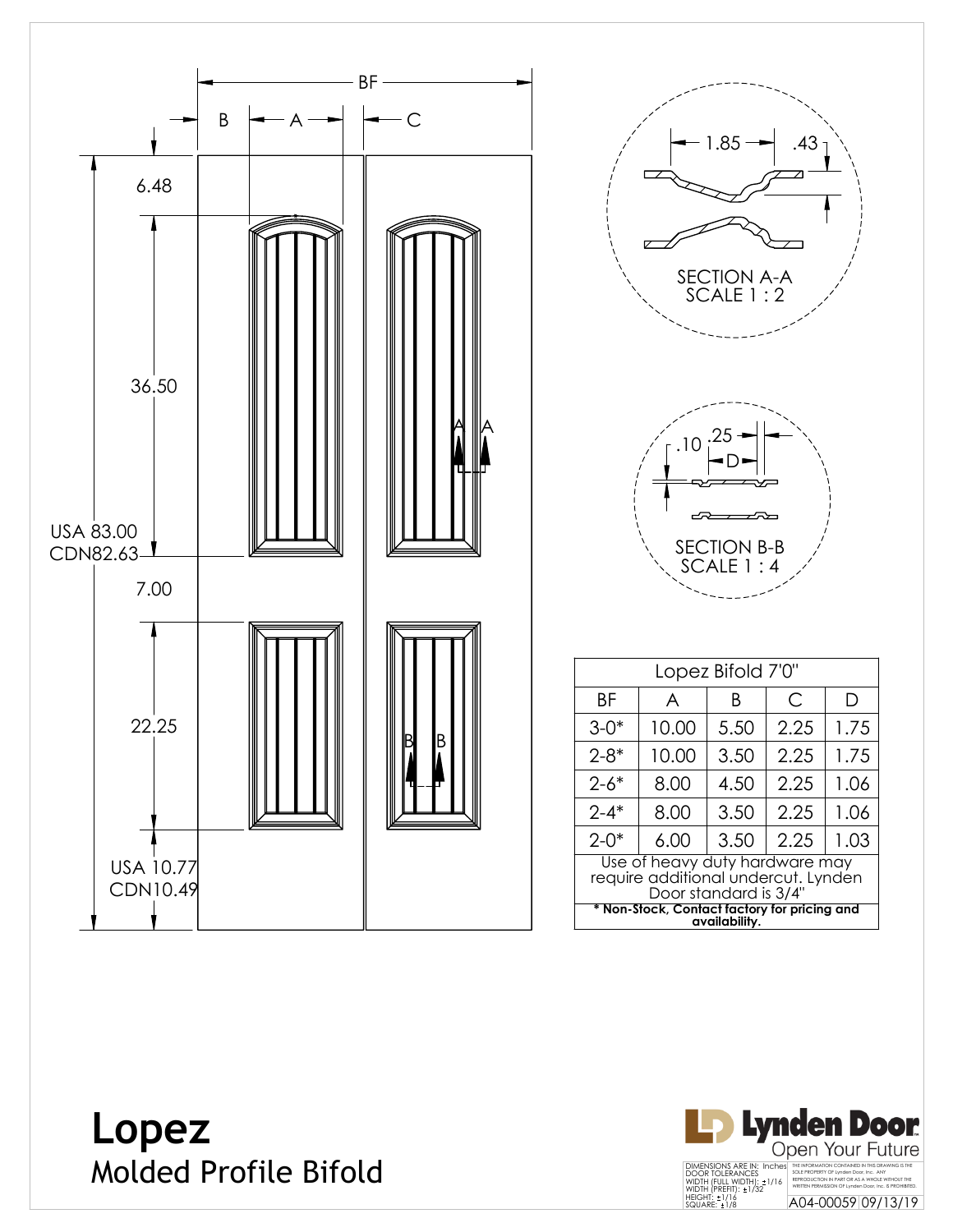BF

B A C

6.48

36.50

USA 83.00
CDN82.63

7.00

22.25

USA 10.77
CDN10.49

1.85 .43

SECTION A-A
SCALE 1 : 2

.10 .25 D

SECTION B-B
SCALE 1 : 4

| Lopez Bifold 7'0" | | | | |
|---|---|---|---|---|
| BF | A | B | C | D |
| 3-0* | 10.00 | 5.50 | 2.25 | 1.75 |
| 2-8* | 10.00 | 3.50 | 2.25 | 1.75 |
| 2-6* | 8.00 | 4.50 | 2.25 | 1.06 |
| 2-4* | 8.00 | 3.50 | 2.25 | 1.06 |
| 2-0* | 6.00 | 3.50 | 2.25 | 1.03 |
| Use of heavy duty hardware may require additional undercut. Lynden Door standard is 3/4" | | | | |
| **\* Non-Stock, Contact factory for pricing and availability.** | | | | |

# Lopez
## Molded Profile Bifold

Lynden Door
Open Your Future

DIMENSIONS ARE IN: Inches
DOOR TOLERANCES
WIDTH (FULL WIDTH): ±1/16
WIDTH (PREFIT): ±1/32
HEIGHT: ±1/16
SQUARE: ±1/8

THE INFORMATION CONTAINED IN THIS DRAWING IS THE SOLE PROPERTY OF Lynden Door, Inc. ANY REPRODUCTION IN PART OR AS A WHOLE WITHOUT THE WRITTEN PERMISSION OF Lynden Door, Inc. IS PROHIBITED.

A04-00059 09/13/19